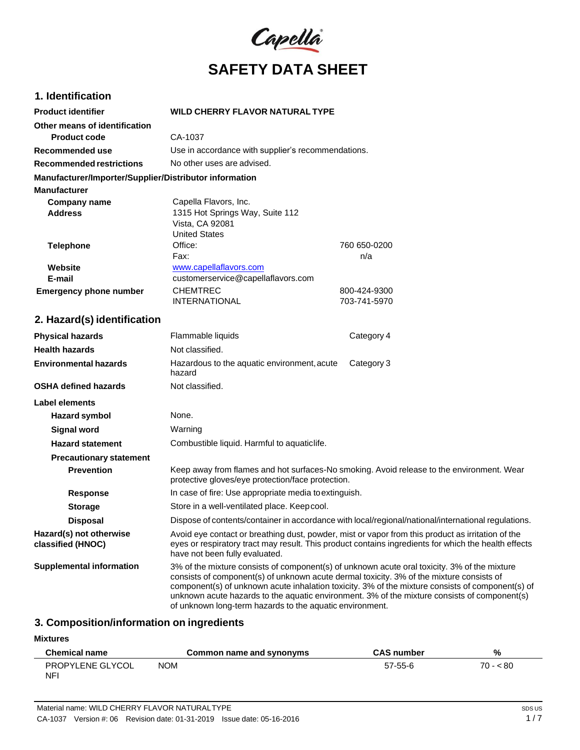Capella

# SAFETY DATA SHEET

## 1. Identification

| | | |
|---|---|---|
| **Product identifier** | **WILD CHERRY FLAVOR NATURAL TYPE** | |
| **Other means of identification** | | |
| **Product code** | CA-1037 | |
| **Recommended use** | Use in accordance with supplier's recommendations. | |
| **Recommended restrictions** | No other uses are advised. | |

**Manufacturer/Importer/Supplier/Distributor information**

**Manufacturer**

| | | |
|---|---|---|
| **Company name** | Capella Flavors, Inc. | |
| **Address** | 1315 Hot Springs Way, Suite 112<br>Vista, CA 92081<br>United States | |
| **Telephone** | Office: | 760 650-0200 |
| | Fax: | n/a |
| **Website** | www.capellaflavors.com | |
| **E-mail** | customerservice@capellaflavors.com | |
| **Emergency phone number** | CHEMTREC | 800-424-9300 |
| | INTERNATIONAL | 703-741-5970 |

## 2. Hazard(s) identification

| | | |
|---|---|---|
| **Physical hazards** | Flammable liquids | Category 4 |
| **Health hazards** | Not classified. | |
| **Environmental hazards** | Hazardous to the aquatic environment, acute hazard | Category 3 |
| **OSHA defined hazards** | Not classified. | |

**Label elements**

| | |
|---|---|
| **Hazard symbol** | None. |
| **Signal word** | Warning |
| **Hazard statement** | Combustible liquid. Harmful to aquatic life. |
| **Precautionary statement** | |
| **Prevention** | Keep away from flames and hot surfaces-No smoking. Avoid release to the environment. Wear protective gloves/eye protection/face protection. |
| **Response** | In case of fire: Use appropriate media to extinguish. |
| **Storage** | Store in a well-ventilated place. Keep cool. |
| **Disposal** | Dispose of contents/container in accordance with local/regional/national/international regulations. |
| **Hazard(s) not otherwise classified (HNOC)** | Avoid eye contact or breathing dust, powder, mist or vapor from this product as irritation of the eyes or respiratory tract may result. This product contains ingredients for which the health effects have not been fully evaluated. |
| **Supplemental information** | 3% of the mixture consists of component(s) of unknown acute oral toxicity. 3% of the mixture consists of component(s) of unknown acute dermal toxicity. 3% of the mixture consists of component(s) of unknown acute inhalation toxicity. 3% of the mixture consists of component(s) of unknown acute hazards to the aquatic environment. 3% of the mixture consists of component(s) of unknown long-term hazards to the aquatic environment. |

## 3. Composition/information on ingredients

**Mixtures**

| Chemical name | Common name and synonyms | CAS number | % |
|---|---|---|---|
| PROPYLENE GLYCOL NFI | NOM | 57-55-6 | 70 - < 80 |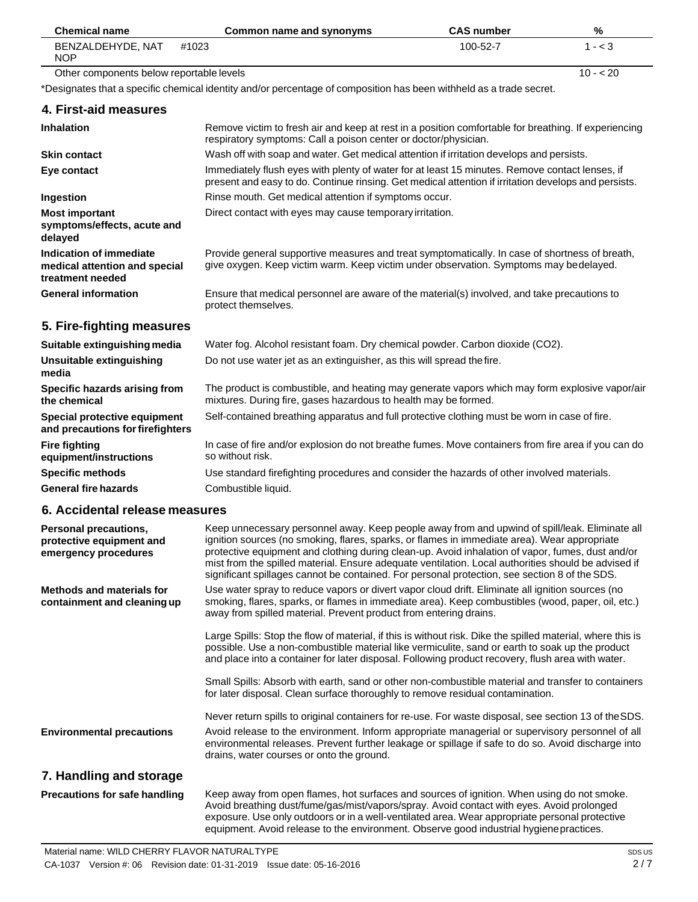| Chemical name | Common name and synonyms | CAS number | % |
|---|---|---|---|
| BENZALDEHYDE, NAT NOP | #1023 | 100-52-7 | 1 - < 3 |
| Other components below reportable levels | | | 10 - < 20 |

*Designates that a specific chemical identity and/or percentage of composition has been withheld as a trade secret.

## 4. First-aid measures

**Inhalation**
Remove victim to fresh air and keep at rest in a position comfortable for breathing. If experiencing respiratory symptoms: Call a poison center or doctor/physician.

**Skin contact**
Wash off with soap and water. Get medical attention if irritation develops and persists.

**Eye contact**
Immediately flush eyes with plenty of water for at least 15 minutes. Remove contact lenses, if present and easy to do. Continue rinsing. Get medical attention if irritation develops and persists.

**Ingestion**
Rinse mouth. Get medical attention if symptoms occur.

**Most important symptoms/effects, acute and delayed**
Direct contact with eyes may cause temporary irritation.

**Indication of immediate medical attention and special treatment needed**
Provide general supportive measures and treat symptomatically. In case of shortness of breath, give oxygen. Keep victim warm. Keep victim under observation. Symptoms may be delayed.

**General information**
Ensure that medical personnel are aware of the material(s) involved, and take precautions to protect themselves.

## 5. Fire-fighting measures

**Suitable extinguishing media**
Water fog. Alcohol resistant foam. Dry chemical powder. Carbon dioxide ($CO_2$).

**Unsuitable extinguishing media**
Do not use water jet as an extinguisher, as this will spread the fire.

**Specific hazards arising from the chemical**
The product is combustible, and heating may generate vapors which may form explosive vapor/air mixtures. During fire, gases hazardous to health may be formed.

**Special protective equipment and precautions for firefighters**
Self-contained breathing apparatus and full protective clothing must be worn in case of fire.

**Fire fighting equipment/instructions**
In case of fire and/or explosion do not breathe fumes. Move containers from fire area if you can do so without risk.

**Specific methods**
Use standard firefighting procedures and consider the hazards of other involved materials.

**General fire hazards**
Combustible liquid.

## 6. Accidental release measures

**Personal precautions, protective equipment and emergency procedures**
Keep unnecessary personnel away. Keep people away from and upwind of spill/leak. Eliminate all ignition sources (no smoking, flares, sparks, or flames in immediate area). Wear appropriate protective equipment and clothing during clean-up. Avoid inhalation of vapor, fumes, dust and/or mist from the spilled material. Ensure adequate ventilation. Local authorities should be advised if significant spillages cannot be contained. For personal protection, see section 8 of the SDS.

**Methods and materials for containment and cleaning up**
Use water spray to reduce vapors or divert vapor cloud drift. Eliminate all ignition sources (no smoking, flares, sparks, or flames in immediate area). Keep combustibles (wood, paper, oil, etc.) away from spilled material. Prevent product from entering drains.

Large Spills: Stop the flow of material, if this is without risk. Dike the spilled material, where this is possible. Use a non-combustible material like vermiculite, sand or earth to soak up the product and place into a container for later disposal. Following product recovery, flush area with water.

Small Spills: Absorb with earth, sand or other non-combustible material and transfer to containers for later disposal. Clean surface thoroughly to remove residual contamination.

Never return spills to original containers for re-use. For waste disposal, see section 13 of the SDS.

**Environmental precautions**
Avoid release to the environment. Inform appropriate managerial or supervisory personnel of all environmental releases. Prevent further leakage or spillage if safe to do so. Avoid discharge into drains, water courses or onto the ground.

## 7. Handling and storage

**Precautions for safe handling**
Keep away from open flames, hot surfaces and sources of ignition. When using do not smoke. Avoid breathing dust/fume/gas/mist/vapors/spray. Avoid contact with eyes. Avoid prolonged exposure. Use only outdoors or in a well-ventilated area. Wear appropriate personal protective equipment. Avoid release to the environment. Observe good industrial hygiene practices.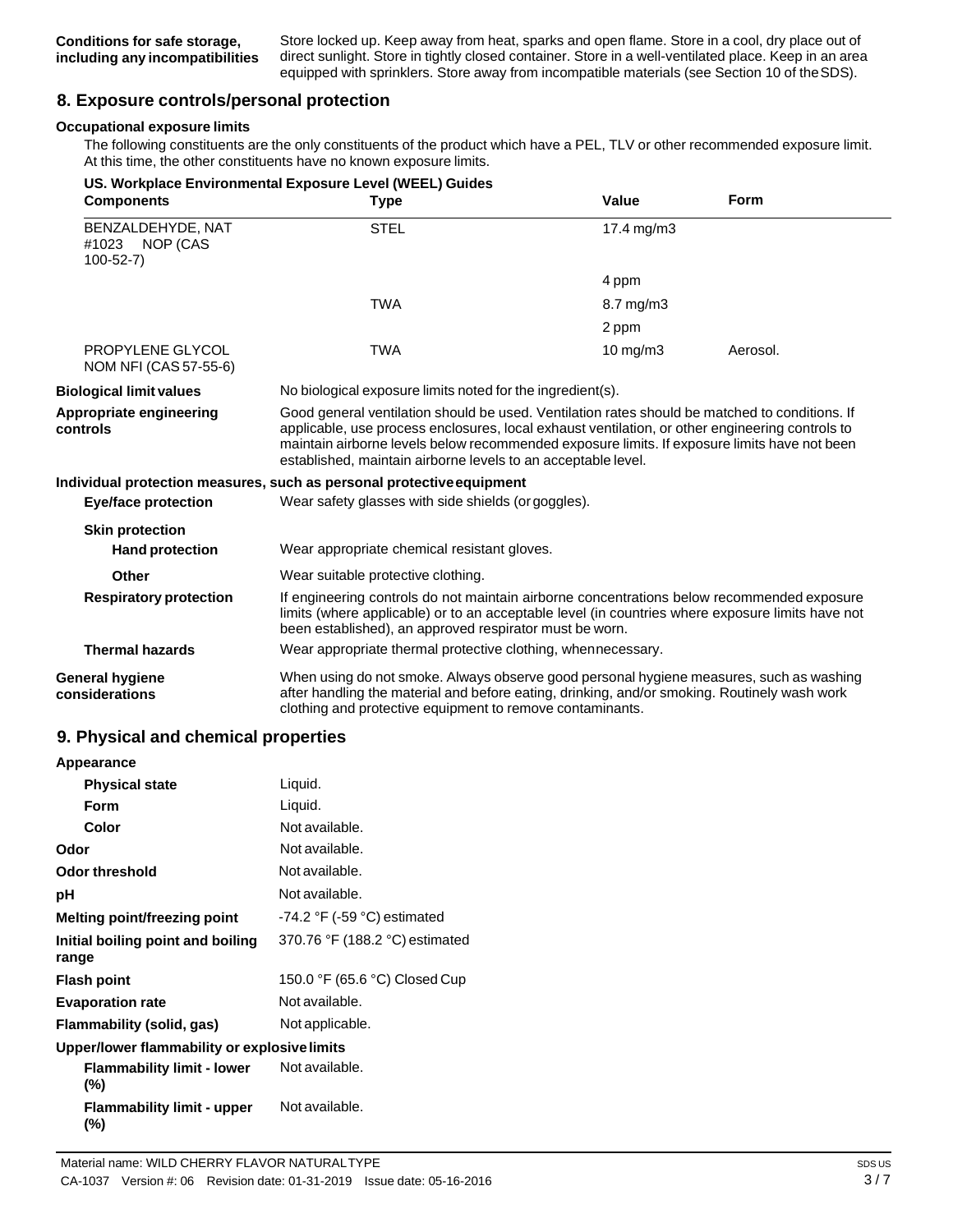| | |
|---|---|
| **Conditions for safe storage, including any incompatibilities** | Store locked up. Keep away from heat, sparks and open flame. Store in a cool, dry place out of direct sunlight. Store in tightly closed container. Store in a well-ventilated place. Keep in an area equipped with sprinklers. Store away from incompatible materials (see Section 10 of the SDS). |

## 8. Exposure controls/personal protection

**Occupational exposure limits**

The following constituents are the only constituents of the product which have a PEL, TLV or other recommended exposure limit. At this time, the other constituents have no known exposure limits.

**US. Workplace Environmental Exposure Level (WEEL) Guides**

| Components | Type | Value | Form |
|---|---|---|---|
| BENZALDEHYDE, NAT #1023 NOP (CAS 100-52-7) | STEL | 17.4 mg/m3 | |
| | | 4 ppm | |
| | TWA | 8.7 mg/m3 | |
| | | 2 ppm | |
| PROPYLENE GLYCOL NOM NFI (CAS 57-55-6) | TWA | 10 mg/m3 | Aerosol. |

| | |
|---|---|
| **Biological limit values** | No biological exposure limits noted for the ingredient(s). |
| **Appropriate engineering controls** | Good general ventilation should be used. Ventilation rates should be matched to conditions. If applicable, use process enclosures, local exhaust ventilation, or other engineering controls to maintain airborne levels below recommended exposure limits. If exposure limits have not been established, maintain airborne levels to an acceptable level. |

**Individual protection measures, such as personal protective equipment**

| | |
|---|---|
| **Eye/face protection** | Wear safety glasses with side shields (or goggles). |
| **Skin protection** | |
| **Hand protection** | Wear appropriate chemical resistant gloves. |
| **Other** | Wear suitable protective clothing. |
| **Respiratory protection** | If engineering controls do not maintain airborne concentrations below recommended exposure limits (where applicable) or to an acceptable level (in countries where exposure limits have not been established), an approved respirator must be worn. |
| **Thermal hazards** | Wear appropriate thermal protective clothing, when necessary. |
| **General hygiene considerations** | When using do not smoke. Always observe good personal hygiene measures, such as washing after handling the material and before eating, drinking, and/or smoking. Routinely wash work clothing and protective equipment to remove contaminants. |

## 9. Physical and chemical properties

| | |
|---|---|
| **Appearance** | |
| **Physical state** | Liquid. |
| **Form** | Liquid. |
| **Color** | Not available. |
| **Odor** | Not available. |
| **Odor threshold** | Not available. |
| **pH** | Not available. |
| **Melting point/freezing point** | -74.2 °F (-59 °C) estimated |
| **Initial boiling point and boiling range** | 370.76 °F (188.2 °C) estimated |
| **Flash point** | 150.0 °F (65.6 °C) Closed Cup |
| **Evaporation rate** | Not available. |
| **Flammability (solid, gas)** | Not applicable. |
| **Upper/lower flammability or explosive limits** | |
| **Flammability limit - lower (%)** | Not available. |
| **Flammability limit - upper (%)** | Not available. |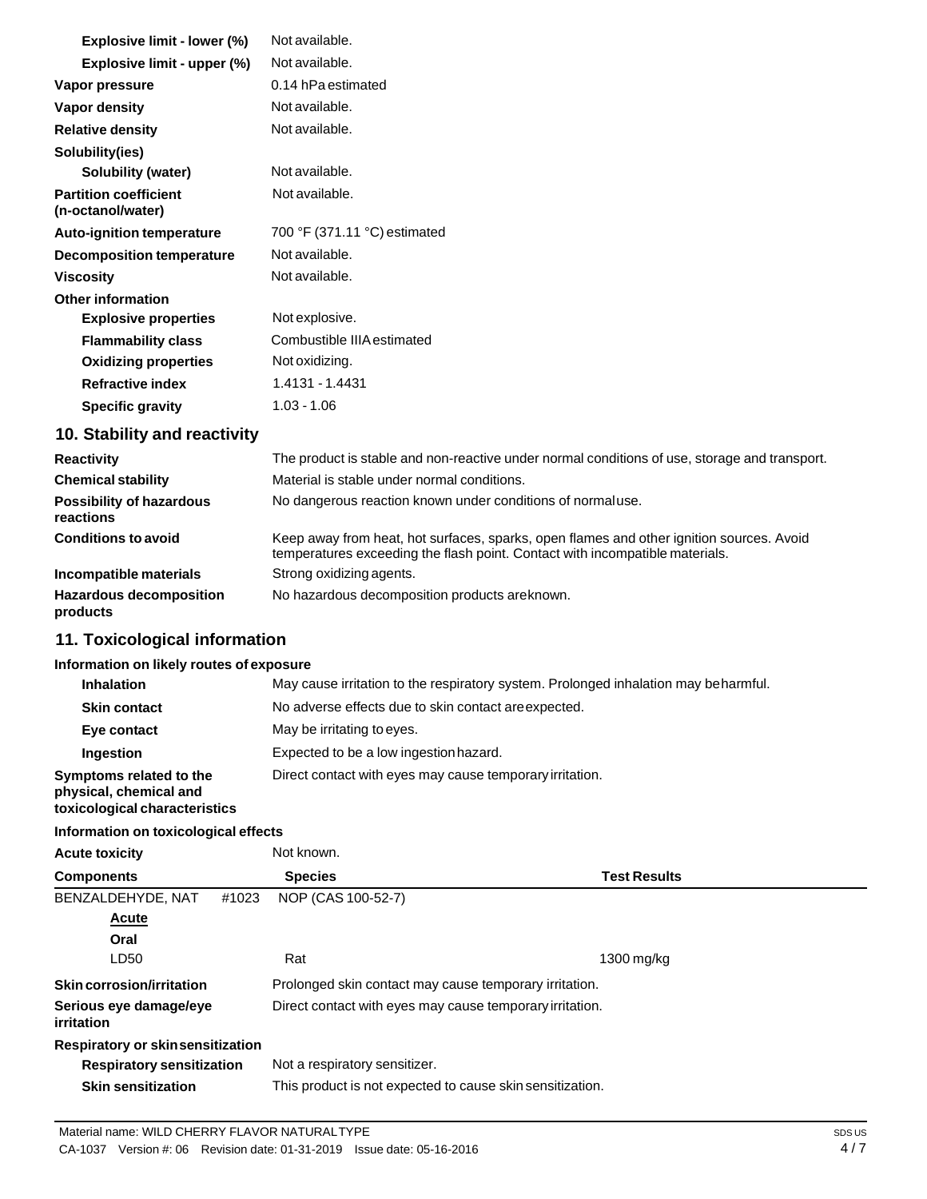| | |
|---|---|
| **Explosive limit - lower (%)** | Not available. |
| **Explosive limit - upper (%)** | Not available. |
| **Vapor pressure** | 0.14 hPa estimated |
| **Vapor density** | Not available. |
| **Relative density** | Not available. |
| **Solubility(ies)** | |
| **Solubility (water)** | Not available. |
| **Partition coefficient (n-octanol/water)** | Not available. |
| **Auto-ignition temperature** | 700 °F (371.11 °C) estimated |
| **Decomposition temperature** | Not available. |
| **Viscosity** | Not available. |
| **Other information** | |
| **Explosive properties** | Not explosive. |
| **Flammability class** | Combustible IIIA estimated |
| **Oxidizing properties** | Not oxidizing. |
| **Refractive index** | 1.4131 - 1.4431 |
| **Specific gravity** | 1.03 - 1.06 |

## 10. Stability and reactivity

| | |
|---|---|
| **Reactivity** | The product is stable and non-reactive under normal conditions of use, storage and transport. |
| **Chemical stability** | Material is stable under normal conditions. |
| **Possibility of hazardous reactions** | No dangerous reaction known under conditions of normaluse. |
| **Conditions to avoid** | Keep away from heat, hot surfaces, sparks, open flames and other ignition sources. Avoid temperatures exceeding the flash point. Contact with incompatible materials. |
| **Incompatible materials** | Strong oxidizing agents. |
| **Hazardous decomposition products** | No hazardous decomposition products areknown. |

## 11. Toxicological information

**Information on likely routes of exposure**

| | |
|---|---|
| **Inhalation** | May cause irritation to the respiratory system. Prolonged inhalation may beharmful. |
| **Skin contact** | No adverse effects due to skin contact areexpected. |
| **Eye contact** | May be irritating to eyes. |
| **Ingestion** | Expected to be a low ingestion hazard. |
| **Symptoms related to the physical, chemical and toxicological characteristics** | Direct contact with eyes may cause temporary irritation. |

**Information on toxicological effects**

**Acute toxicity** Not known.

| Components | Species | Test Results |
|---|---|---|
| BENZALDEHYDE, NAT #1023 | NOP (CAS 100-52-7) | |
| **Acute** | | |
| **Oral** | | |
| LD50 | Rat | 1300 mg/kg |

| | |
|---|---|
| **Skin corrosion/irritation** | Prolonged skin contact may cause temporary irritation. |
| **Serious eye damage/eye irritation** | Direct contact with eyes may cause temporary irritation. |
| **Respiratory or skin sensitization** | |
| **Respiratory sensitization** | Not a respiratory sensitizer. |
| **Skin sensitization** | This product is not expected to cause skin sensitization. |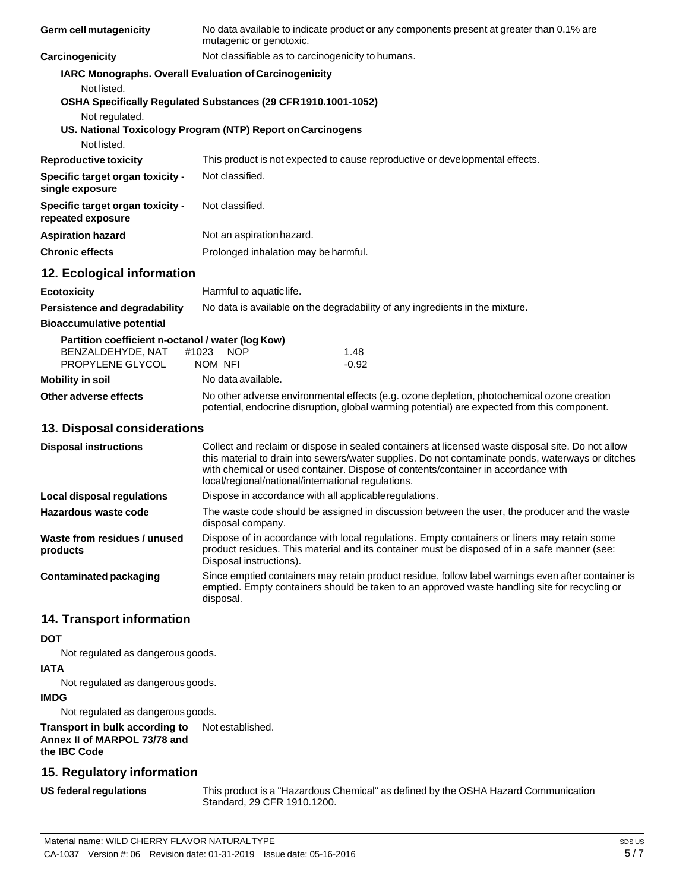| | |
|---|---|
| **Germ cell mutagenicity** | No data available to indicate product or any components present at greater than 0.1% are mutagenic or genotoxic. |
| **Carcinogenicity** | Not classifiable as to carcinogenicity to humans. |

**IARC Monographs. Overall Evaluation of Carcinogenicity**

Not listed.

**OSHA Specifically Regulated Substances (29 CFR 1910.1001-1052)**

Not regulated.

**US. National Toxicology Program (NTP) Report on Carcinogens**

Not listed.

| | |
|---|---|
| **Reproductive toxicity** | This product is not expected to cause reproductive or developmental effects. |
| **Specific target organ toxicity - single exposure** | Not classified. |
| **Specific target organ toxicity - repeated exposure** | Not classified. |
| **Aspiration hazard** | Not an aspiration hazard. |
| **Chronic effects** | Prolonged inhalation may be harmful. |

## 12. Ecological information

| | |
|---|---|
| **Ecotoxicity** | Harmful to aquatic life. |
| **Persistence and degradability** | No data is available on the degradability of any ingredients in the mixture. |
| **Bioaccumulative potential** | |

**Partition coefficient n-octanol / water (log Kow)**

| | |
|---|---|
| BENZALDEHYDE, NAT #1023 NOP | 1.48 |
| PROPYLENE GLYCOL NOM NFI | -0.92 |

| | |
|---|---|
| **Mobility in soil** | No data available. |
| **Other adverse effects** | No other adverse environmental effects (e.g. ozone depletion, photochemical ozone creation potential, endocrine disruption, global warming potential) are expected from this component. |

## 13. Disposal considerations

| | |
|---|---|
| **Disposal instructions** | Collect and reclaim or dispose in sealed containers at licensed waste disposal site. Do not allow this material to drain into sewers/water supplies. Do not contaminate ponds, waterways or ditches with chemical or used container. Dispose of contents/container in accordance with local/regional/national/international regulations. |
| **Local disposal regulations** | Dispose in accordance with all applicable regulations. |
| **Hazardous waste code** | The waste code should be assigned in discussion between the user, the producer and the waste disposal company. |
| **Waste from residues / unused products** | Dispose of in accordance with local regulations. Empty containers or liners may retain some product residues. This material and its container must be disposed of in a safe manner (see: Disposal instructions). |
| **Contaminated packaging** | Since emptied containers may retain product residue, follow label warnings even after container is emptied. Empty containers should be taken to an approved waste handling site for recycling or disposal. |

## 14. Transport information

**DOT**

Not regulated as dangerous goods.

**IATA**

Not regulated as dangerous goods.

**IMDG**

Not regulated as dangerous goods.

| | |
|---|---|
| **Transport in bulk according to Annex II of MARPOL 73/78 and the IBC Code** | Not established. |

## 15. Regulatory information

| | |
|---|---|
| **US federal regulations** | This product is a "Hazardous Chemical" as defined by the OSHA Hazard Communication Standard, 29 CFR 1910.1200. |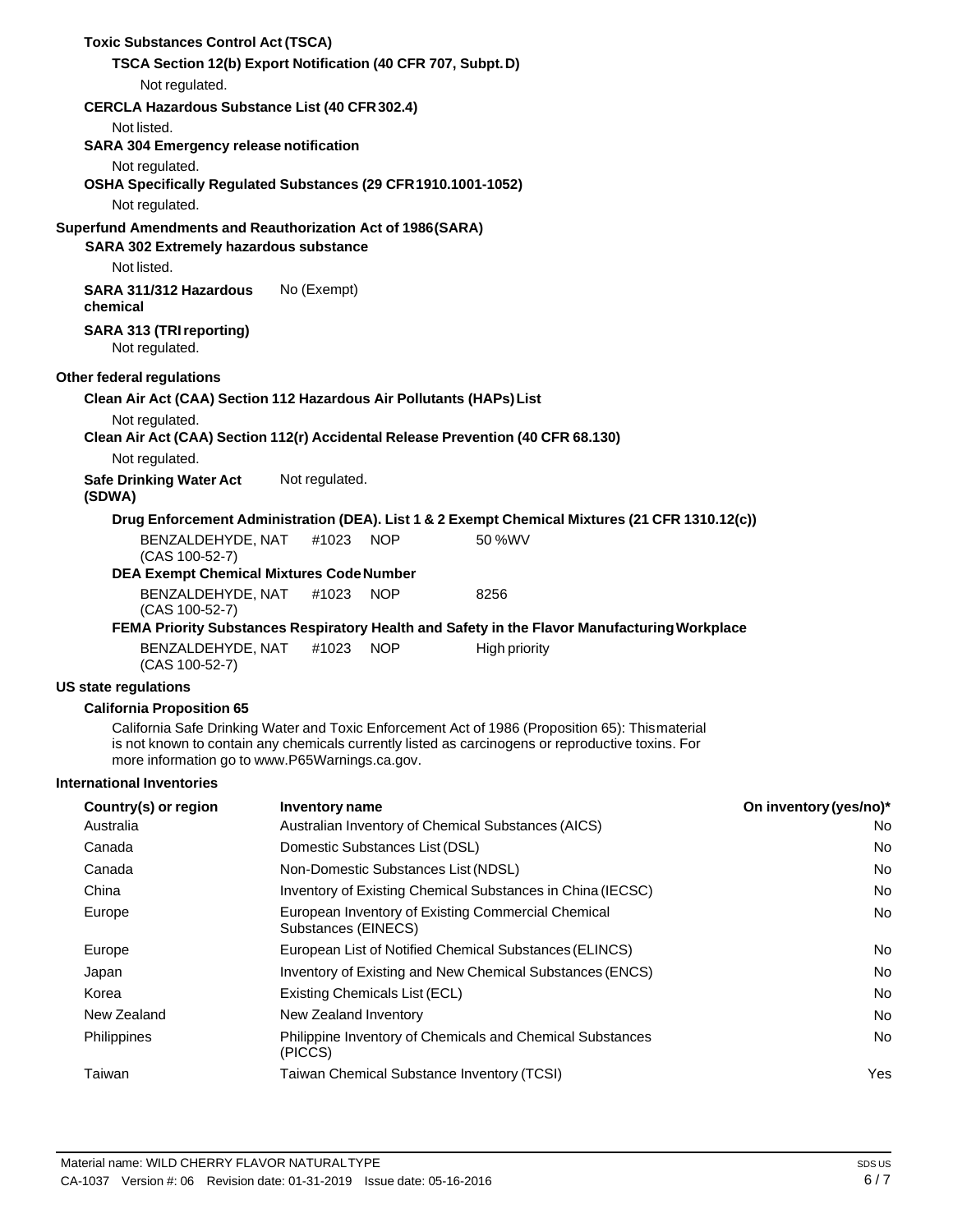**Toxic Substances Control Act (TSCA)**

**TSCA Section 12(b) Export Notification (40 CFR 707, Subpt. D)**

Not regulated.

**CERCLA Hazardous Substance List (40 CFR 302.4)**

Not listed.

**SARA 304 Emergency release notification**

Not regulated.

**OSHA Specifically Regulated Substances (29 CFR 1910.1001-1052)**

Not regulated.

**Superfund Amendments and Reauthorization Act of 1986 (SARA)**

**SARA 302 Extremely hazardous substance**

Not listed.

**SARA 311/312 Hazardous chemical** No (Exempt)

**SARA 313 (TRI reporting)**

Not regulated.

**Other federal regulations**

**Clean Air Act (CAA) Section 112 Hazardous Air Pollutants (HAPs) List**

Not regulated.

**Clean Air Act (CAA) Section 112(r) Accidental Release Prevention (40 CFR 68.130)**

Not regulated.

**Safe Drinking Water Act (SDWA)** Not regulated.

**Drug Enforcement Administration (DEA). List 1 & 2 Exempt Chemical Mixtures (21 CFR 1310.12(c))**

BENZALDEHYDE, NAT #1023 NOP (CAS 100-52-7) 50 %WV

**DEA Exempt Chemical Mixtures Code Number**

BENZALDEHYDE, NAT #1023 NOP (CAS 100-52-7) 8256

**FEMA Priority Substances Respiratory Health and Safety in the Flavor Manufacturing Workplace**

BENZALDEHYDE, NAT #1023 NOP (CAS 100-52-7) High priority

**US state regulations**

**California Proposition 65**

California Safe Drinking Water and Toxic Enforcement Act of 1986 (Proposition 65): This material is not known to contain any chemicals currently listed as carcinogens or reproductive toxins. For more information go to www.P65Warnings.ca.gov.

**International Inventories**

| Country(s) or region | Inventory name | On inventory (yes/no)* |
|---|---|---|
| Australia | Australian Inventory of Chemical Substances (AICS) | No |
| Canada | Domestic Substances List (DSL) | No |
| Canada | Non-Domestic Substances List (NDSL) | No |
| China | Inventory of Existing Chemical Substances in China (IECSC) | No |
| Europe | European Inventory of Existing Commercial Chemical Substances (EINECS) | No |
| Europe | European List of Notified Chemical Substances (ELINCS) | No |
| Japan | Inventory of Existing and New Chemical Substances (ENCS) | No |
| Korea | Existing Chemicals List (ECL) | No |
| New Zealand | New Zealand Inventory | No |
| Philippines | Philippine Inventory of Chemicals and Chemical Substances (PICCS) | No |
| Taiwan | Taiwan Chemical Substance Inventory (TCSI) | Yes |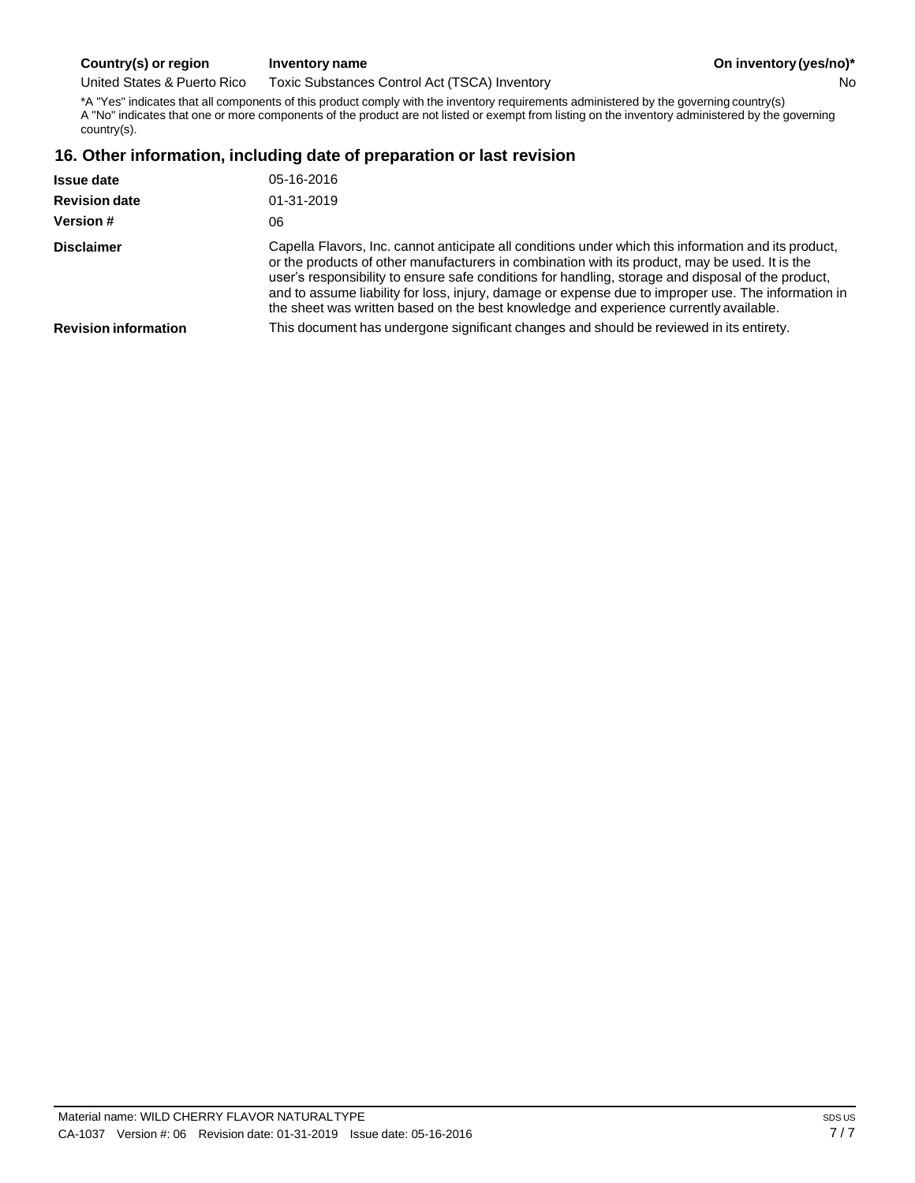| Country(s) or region | Inventory name | On inventory (yes/no)* |
| --- | --- | --- |
| United States & Puerto Rico | Toxic Substances Control Act (TSCA) Inventory | No |

*A "Yes" indicates that all components of this product comply with the inventory requirements administered by the governing country(s)
A "No" indicates that one or more components of the product are not listed or exempt from listing on the inventory administered by the governing country(s).

## 16. Other information, including date of preparation or last revision

| | |
| --- | --- |
| **Issue date** | 05-16-2016 |
| **Revision date** | 01-31-2019 |
| **Version #** | 06 |
| **Disclaimer** | Capella Flavors, Inc. cannot anticipate all conditions under which this information and its product, or the products of other manufacturers in combination with its product, may be used. It is the user's responsibility to ensure safe conditions for handling, storage and disposal of the product, and to assume liability for loss, injury, damage or expense due to improper use. The information in the sheet was written based on the best knowledge and experience currently available. |
| **Revision information** | This document has undergone significant changes and should be reviewed in its entirety. |